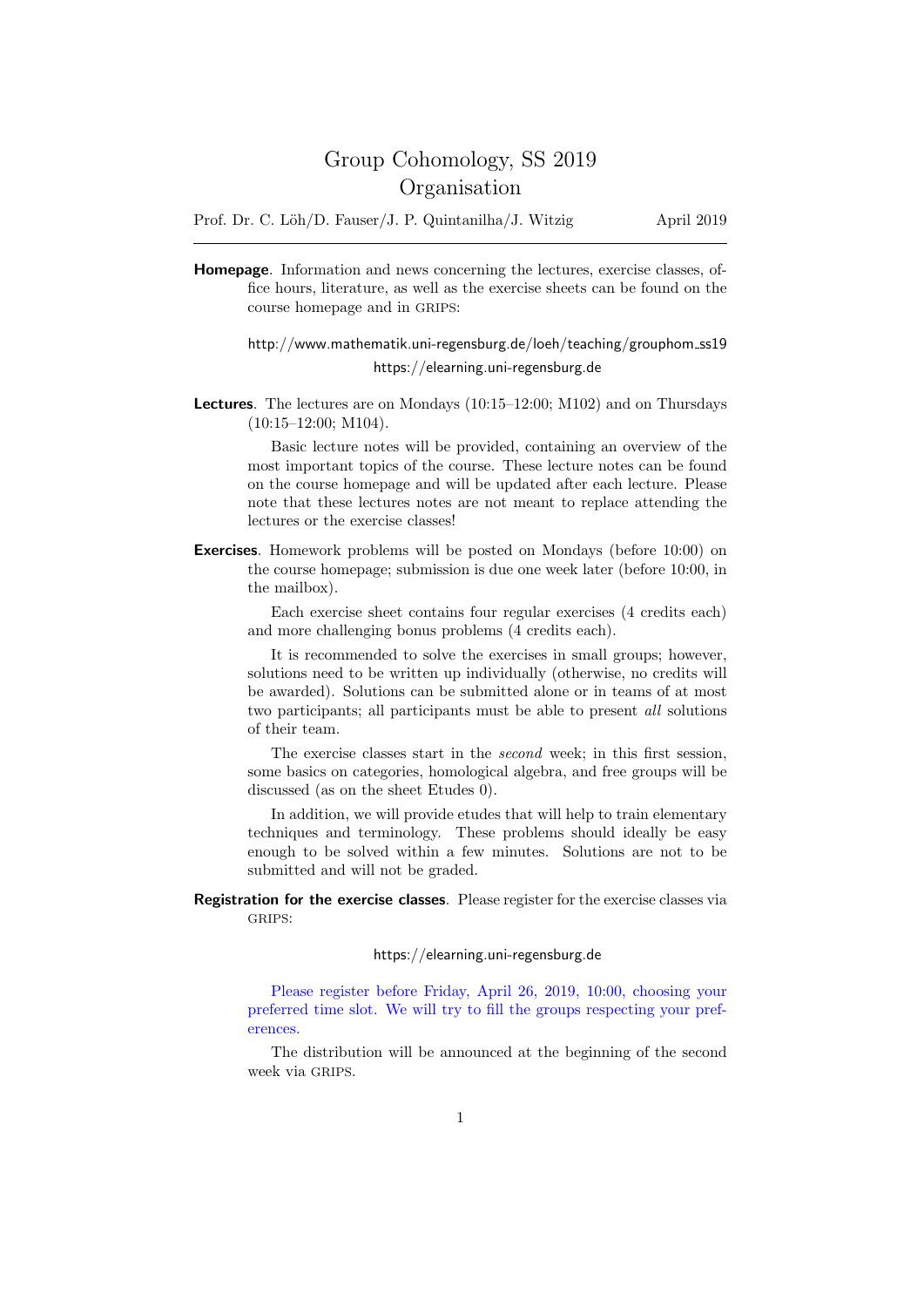# Group Cohomology, SS 2019
## Organisation

Prof. Dr. C. Löh/D. Fauser/J. P. Quintanilha/J. Witzig — April 2019

---

**Homepage**. Information and news concerning the lectures, exercise classes, office hours, literature, as well as the exercise sheets can be found on the course homepage and in GRIPS:

http://www.mathematik.uni-regensburg.de/loeh/teaching/grouphom_ss19
https://elearning.uni-regensburg.de

**Lectures**. The lectures are on Mondays (10:15–12:00; M102) and on Thursdays (10:15–12:00; M104).

Basic lecture notes will be provided, containing an overview of the most important topics of the course. These lecture notes can be found on the course homepage and will be updated after each lecture. Please note that these lectures notes are not meant to replace attending the lectures or the exercise classes!

**Exercises**. Homework problems will be posted on Mondays (before 10:00) on the course homepage; submission is due one week later (before 10:00, in the mailbox).

Each exercise sheet contains four regular exercises (4 credits each) and more challenging bonus problems (4 credits each).

It is recommended to solve the exercises in small groups; however, solutions need to be written up individually (otherwise, no credits will be awarded). Solutions can be submitted alone or in teams of at most two participants; all participants must be able to present *all* solutions of their team.

The exercise classes start in the *second* week; in this first session, some basics on categories, homological algebra, and free groups will be discussed (as on the sheet Etudes 0).

In addition, we will provide etudes that will help to train elementary techniques and terminology. These problems should ideally be easy enough to be solved within a few minutes. Solutions are not to be submitted and will not be graded.

**Registration for the exercise classes**. Please register for the exercise classes via GRIPS:

https://elearning.uni-regensburg.de

Please register before Friday, April 26, 2019, 10:00, choosing your preferred time slot. We will try to fill the groups respecting your preferences.

The distribution will be announced at the beginning of the second week via GRIPS.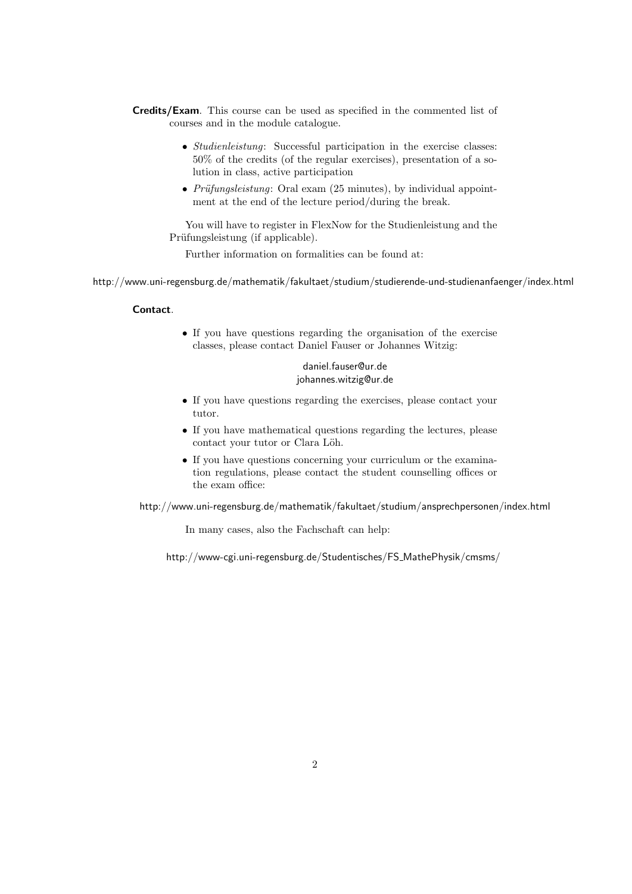**Credits/Exam**. This course can be used as specified in the commented list of courses and in the module catalogue.

- *Studienleistung*: Successful participation in the exercise classes: 50% of the credits (of the regular exercises), presentation of a solution in class, active participation
- *Prüfungsleistung*: Oral exam (25 minutes), by individual appointment at the end of the lecture period/during the break.

You will have to register in FlexNow for the Studienleistung and the Prüfungsleistung (if applicable).

Further information on formalities can be found at:

http://www.uni-regensburg.de/mathematik/fakultaet/studium/studierende-und-studienanfaenger/index.html

**Contact**.

- If you have questions regarding the organisation of the exercise classes, please contact Daniel Fauser or Johannes Witzig:

  daniel.fauser@ur.de
  johannes.witzig@ur.de

- If you have questions regarding the exercises, please contact your tutor.
- If you have mathematical questions regarding the lectures, please contact your tutor or Clara Löh.
- If you have questions concerning your curriculum or the examination regulations, please contact the student counselling offices or the exam office:

http://www.uni-regensburg.de/mathematik/fakultaet/studium/ansprechpersonen/index.html

In many cases, also the Fachschaft can help:

http://www-cgi.uni-regensburg.de/Studentisches/FS_MathePhysik/cmsms/